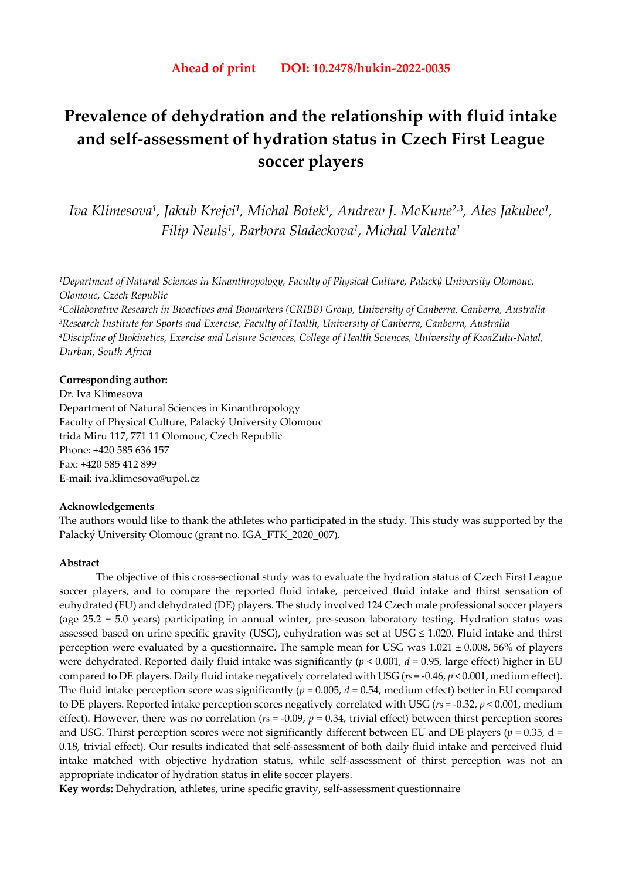**Ahead of print DOI: 10.2478/hukin-2022-0035**

# Prevalence of dehydration and the relationship with fluid intake and self-assessment of hydration status in Czech First League soccer players

*Iva Klimesova[1], Jakub Krejci[1], Michal Botek[1], Andrew J. McKune[2,3], Ales Jakubec[1], Filip Neuls[1], Barbora Sladeckova[1], Michal Valenta[1]*

[1]*Department of Natural Sciences in Kinanthropology, Faculty of Physical Culture, Palacký University Olomouc, Olomouc, Czech Republic*
[2]*Collaborative Research in Bioactives and Biomarkers (CRIBB) Group, University of Canberra, Canberra, Australia*
[3]*Research Institute for Sports and Exercise, Faculty of Health, University of Canberra, Canberra, Australia*
[4]*Discipline of Biokinetics, Exercise and Leisure Sciences, College of Health Sciences, University of KwaZulu-Natal, Durban, South Africa*

**Corresponding author:**
Dr. Iva Klimesova
Department of Natural Sciences in Kinanthropology
Faculty of Physical Culture, Palacký University Olomouc
trida Miru 117, 771 11 Olomouc, Czech Republic
Phone: +420 585 636 157
Fax: +420 585 412 899
E-mail: iva.klimesova@upol.cz

**Acknowledgements**
The authors would like to thank the athletes who participated in the study. This study was supported by the Palacký University Olomouc (grant no. IGA_FTK_2020_007).

**Abstract**
The objective of this cross-sectional study was to evaluate the hydration status of Czech First League soccer players, and to compare the reported fluid intake, perceived fluid intake and thirst sensation of euhydrated (EU) and dehydrated (DE) players. The study involved 124 Czech male professional soccer players (age 25.2 ± 5.0 years) participating in annual winter, pre-season laboratory testing. Hydration status was assessed based on urine specific gravity (USG), euhydration was set at USG ≤ 1.020. Fluid intake and thirst perception were evaluated by a questionnaire. The sample mean for USG was 1.021 ± 0.008, 56% of players were dehydrated. Reported daily fluid intake was significantly ($p < 0.001$, $d = 0.95$, large effect) higher in EU compared to DE players. Daily fluid intake negatively correlated with USG ($r_S = -0.46$, $p < 0.001$, medium effect). The fluid intake perception score was significantly ($p = 0.005$, $d = 0.54$, medium effect) better in EU compared to DE players. Reported intake perception scores negatively correlated with USG ($r_S = -0.32$, $p < 0.001$, medium effect). However, there was no correlation ($r_S = -0.09$, $p = 0.34$, trivial effect) between thirst perception scores and USG. Thirst perception scores were not significantly different between EU and DE players ($p = 0.35$, d = 0.18, trivial effect). Our results indicated that self-assessment of both daily fluid intake and perceived fluid intake matched with objective hydration status, while self-assessment of thirst perception was not an appropriate indicator of hydration status in elite soccer players.

**Key words:** Dehydration, athletes, urine specific gravity, self-assessment questionnaire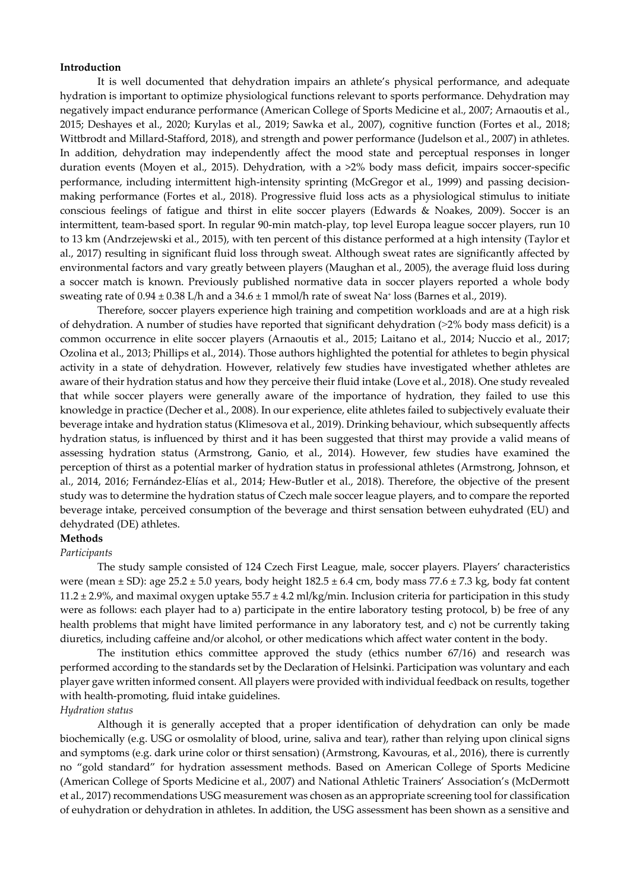**Introduction**

It is well documented that dehydration impairs an athlete's physical performance, and adequate hydration is important to optimize physiological functions relevant to sports performance. Dehydration may negatively impact endurance performance (American College of Sports Medicine et al., 2007; Arnaoutis et al., 2015; Deshayes et al., 2020; Kurylas et al., 2019; Sawka et al., 2007), cognitive function (Fortes et al., 2018; Wittbrodt and Millard-Stafford, 2018), and strength and power performance (Judelson et al., 2007) in athletes. In addition, dehydration may independently affect the mood state and perceptual responses in longer duration events (Moyen et al., 2015). Dehydration, with a >2% body mass deficit, impairs soccer-specific performance, including intermittent high-intensity sprinting (McGregor et al., 1999) and passing decision-making performance (Fortes et al., 2018). Progressive fluid loss acts as a physiological stimulus to initiate conscious feelings of fatigue and thirst in elite soccer players (Edwards & Noakes, 2009). Soccer is an intermittent, team-based sport. In regular 90-min match-play, top level Europa league soccer players, run 10 to 13 km (Andrzejewski et al., 2015), with ten percent of this distance performed at a high intensity (Taylor et al., 2017) resulting in significant fluid loss through sweat. Although sweat rates are significantly affected by environmental factors and vary greatly between players (Maughan et al., 2005), the average fluid loss during a soccer match is known. Previously published normative data in soccer players reported a whole body sweating rate of 0.94 ± 0.38 L/h and a 34.6 ± 1 mmol/h rate of sweat $Na^+$ loss (Barnes et al., 2019).

Therefore, soccer players experience high training and competition workloads and are at a high risk of dehydration. A number of studies have reported that significant dehydration (>2% body mass deficit) is a common occurrence in elite soccer players (Arnaoutis et al., 2015; Laitano et al., 2014; Nuccio et al., 2017; Ozolina et al., 2013; Phillips et al., 2014). Those authors highlighted the potential for athletes to begin physical activity in a state of dehydration. However, relatively few studies have investigated whether athletes are aware of their hydration status and how they perceive their fluid intake (Love et al., 2018). One study revealed that while soccer players were generally aware of the importance of hydration, they failed to use this knowledge in practice (Decher et al., 2008). In our experience, elite athletes failed to subjectively evaluate their beverage intake and hydration status (Klimesova et al., 2019). Drinking behaviour, which subsequently affects hydration status, is influenced by thirst and it has been suggested that thirst may provide a valid means of assessing hydration status (Armstrong, Ganio, et al., 2014). However, few studies have examined the perception of thirst as a potential marker of hydration status in professional athletes (Armstrong, Johnson, et al., 2014, 2016; Fernández-Elías et al., 2014; Hew-Butler et al., 2018). Therefore, the objective of the present study was to determine the hydration status of Czech male soccer league players, and to compare the reported beverage intake, perceived consumption of the beverage and thirst sensation between euhydrated (EU) and dehydrated (DE) athletes.

**Methods**

*Participants*

The study sample consisted of 124 Czech First League, male, soccer players. Players' characteristics were (mean ± SD): age 25.2 ± 5.0 years, body height 182.5 ± 6.4 cm, body mass 77.6 ± 7.3 kg, body fat content 11.2 ± 2.9%, and maximal oxygen uptake 55.7 ± 4.2 ml/kg/min. Inclusion criteria for participation in this study were as follows: each player had to a) participate in the entire laboratory testing protocol, b) be free of any health problems that might have limited performance in any laboratory test, and c) not be currently taking diuretics, including caffeine and/or alcohol, or other medications which affect water content in the body.

The institution ethics committee approved the study (ethics number 67/16) and research was performed according to the standards set by the Declaration of Helsinki. Participation was voluntary and each player gave written informed consent. All players were provided with individual feedback on results, together with health-promoting, fluid intake guidelines.

*Hydration status*

Although it is generally accepted that a proper identification of dehydration can only be made biochemically (e.g. USG or osmolality of blood, urine, saliva and tear), rather than relying upon clinical signs and symptoms (e.g. dark urine color or thirst sensation) (Armstrong, Kavouras, et al., 2016), there is currently no "gold standard" for hydration assessment methods. Based on American College of Sports Medicine (American College of Sports Medicine et al., 2007) and National Athletic Trainers' Association's (McDermott et al., 2017) recommendations USG measurement was chosen as an appropriate screening tool for classification of euhydration or dehydration in athletes. In addition, the USG assessment has been shown as a sensitive and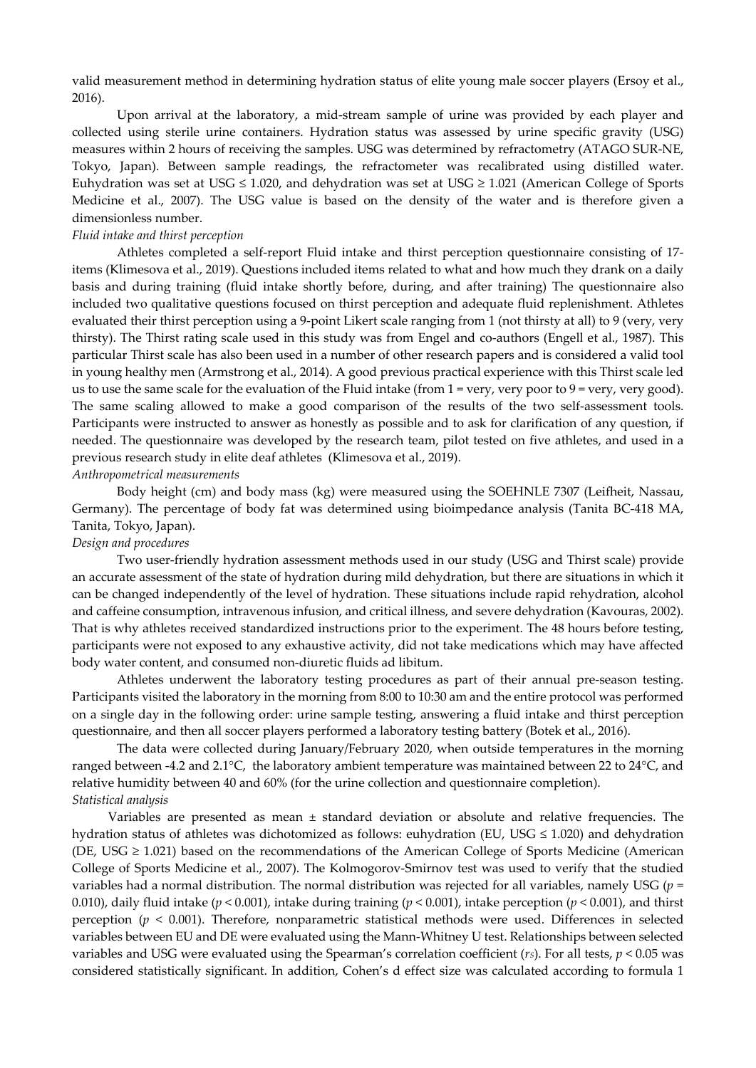valid measurement method in determining hydration status of elite young male soccer players (Ersoy et al., 2016).

Upon arrival at the laboratory, a mid-stream sample of urine was provided by each player and collected using sterile urine containers. Hydration status was assessed by urine specific gravity (USG) measures within 2 hours of receiving the samples. USG was determined by refractometry (ATAGO SUR-NE, Tokyo, Japan). Between sample readings, the refractometer was recalibrated using distilled water. Euhydration was set at USG ≤ 1.020, and dehydration was set at USG ≥ 1.021 (American College of Sports Medicine et al., 2007). The USG value is based on the density of the water and is therefore given a dimensionless number.

*Fluid intake and thirst perception*

Athletes completed a self-report Fluid intake and thirst perception questionnaire consisting of 17-items (Klimesova et al., 2019). Questions included items related to what and how much they drank on a daily basis and during training (fluid intake shortly before, during, and after training) The questionnaire also included two qualitative questions focused on thirst perception and adequate fluid replenishment. Athletes evaluated their thirst perception using a 9-point Likert scale ranging from 1 (not thirsty at all) to 9 (very, very thirsty). The Thirst rating scale used in this study was from Engel and co-authors (Engell et al., 1987). This particular Thirst scale has also been used in a number of other research papers and is considered a valid tool in young healthy men (Armstrong et al., 2014). A good previous practical experience with this Thirst scale led us to use the same scale for the evaluation of the Fluid intake (from 1 = very, very poor to 9 = very, very good). The same scaling allowed to make a good comparison of the results of the two self-assessment tools. Participants were instructed to answer as honestly as possible and to ask for clarification of any question, if needed. The questionnaire was developed by the research team, pilot tested on five athletes, and used in a previous research study in elite deaf athletes (Klimesova et al., 2019).

*Anthropometrical measurements*

Body height (cm) and body mass (kg) were measured using the SOEHNLE 7307 (Leifheit, Nassau, Germany). The percentage of body fat was determined using bioimpedance analysis (Tanita BC-418 MA, Tanita, Tokyo, Japan).

*Design and procedures*

Two user-friendly hydration assessment methods used in our study (USG and Thirst scale) provide an accurate assessment of the state of hydration during mild dehydration, but there are situations in which it can be changed independently of the level of hydration. These situations include rapid rehydration, alcohol and caffeine consumption, intravenous infusion, and critical illness, and severe dehydration (Kavouras, 2002). That is why athletes received standardized instructions prior to the experiment. The 48 hours before testing, participants were not exposed to any exhaustive activity, did not take medications which may have affected body water content, and consumed non-diuretic fluids ad libitum.

Athletes underwent the laboratory testing procedures as part of their annual pre-season testing. Participants visited the laboratory in the morning from 8:00 to 10:30 am and the entire protocol was performed on a single day in the following order: urine sample testing, answering a fluid intake and thirst perception questionnaire, and then all soccer players performed a laboratory testing battery (Botek et al., 2016).

The data were collected during January/February 2020, when outside temperatures in the morning ranged between -4.2 and 2.1°C, the laboratory ambient temperature was maintained between 22 to 24°C, and relative humidity between 40 and 60% (for the urine collection and questionnaire completion).

*Statistical analysis*

Variables are presented as mean ± standard deviation or absolute and relative frequencies. The hydration status of athletes was dichotomized as follows: euhydration (EU, USG ≤ 1.020) and dehydration (DE, USG ≥ 1.021) based on the recommendations of the American College of Sports Medicine (American College of Sports Medicine et al., 2007). The Kolmogorov-Smirnov test was used to verify that the studied variables had a normal distribution. The normal distribution was rejected for all variables, namely USG ($p$ = 0.010), daily fluid intake ($p < 0.001$), intake during training ($p < 0.001$), intake perception ($p < 0.001$), and thirst perception ($p < 0.001$). Therefore, nonparametric statistical methods were used. Differences in selected variables between EU and DE were evaluated using the Mann-Whitney U test. Relationships between selected variables and USG were evaluated using the Spearman's correlation coefficient ($r_s$). For all tests, $p < 0.05$ was considered statistically significant. In addition, Cohen's d effect size was calculated according to formula 1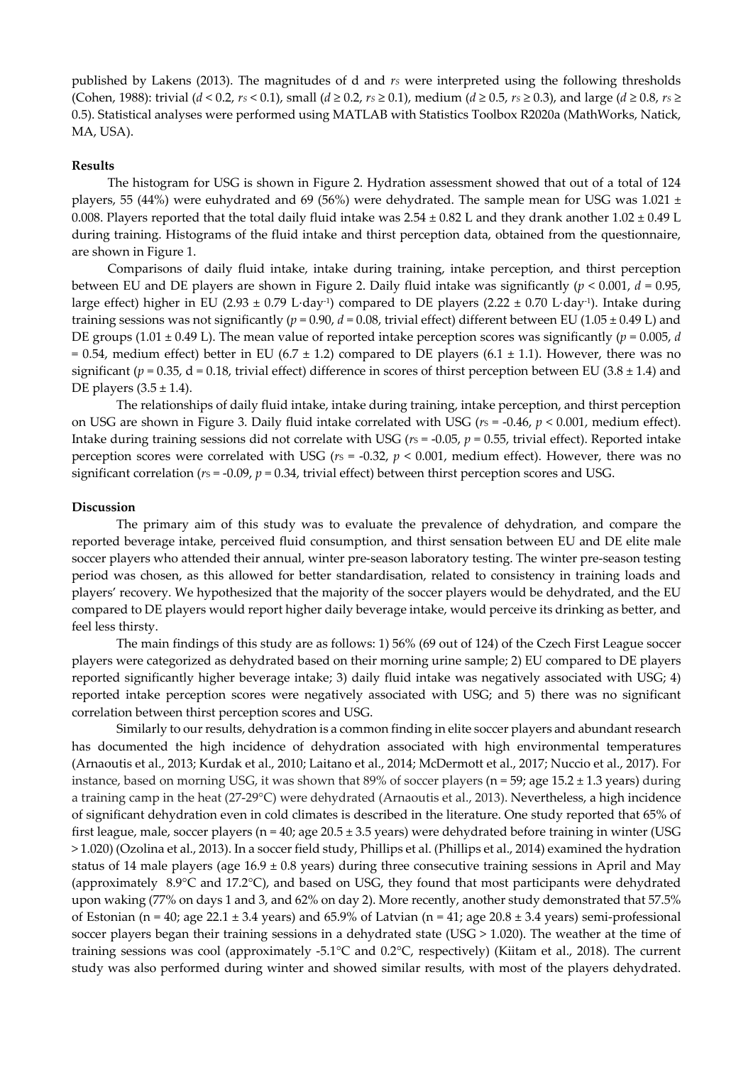published by Lakens (2013). The magnitudes of d and $r_S$ were interpreted using the following thresholds (Cohen, 1988): trivial ($d < 0.2$, $r_S < 0.1$), small ($d \geq 0.2$, $r_S \geq 0.1$), medium ($d \geq 0.5$, $r_S \geq 0.3$), and large ($d \geq 0.8$, $r_S \geq 0.5$). Statistical analyses were performed using MATLAB with Statistics Toolbox R2020a (MathWorks, Natick, MA, USA).

**Results**

The histogram for USG is shown in Figure 2. Hydration assessment showed that out of a total of 124 players, 55 (44%) were euhydrated and 69 (56%) were dehydrated. The sample mean for USG was 1.021 ± 0.008. Players reported that the total daily fluid intake was 2.54 ± 0.82 L and they drank another 1.02 ± 0.49 L during training. Histograms of the fluid intake and thirst perception data, obtained from the questionnaire, are shown in Figure 1.

Comparisons of daily fluid intake, intake during training, intake perception, and thirst perception between EU and DE players are shown in Figure 2. Daily fluid intake was significantly ($p < 0.001$, $d = 0.95$, large effect) higher in EU (2.93 ± 0.79 L·day$^{-1}$) compared to DE players (2.22 ± 0.70 L·day$^{-1}$). Intake during training sessions was not significantly ($p = 0.90$, $d = 0.08$, trivial effect) different between EU (1.05 ± 0.49 L) and DE groups (1.01 ± 0.49 L). The mean value of reported intake perception scores was significantly ($p = 0.005$, $d = 0.54$, medium effect) better in EU (6.7 ± 1.2) compared to DE players (6.1 ± 1.1). However, there was no significant ($p = 0.35$, d = 0.18, trivial effect) difference in scores of thirst perception between EU (3.8 ± 1.4) and DE players (3.5 ± 1.4).

The relationships of daily fluid intake, intake during training, intake perception, and thirst perception on USG are shown in Figure 3. Daily fluid intake correlated with USG ($r_S = -0.46$, $p < 0.001$, medium effect). Intake during training sessions did not correlate with USG ($r_S = -0.05$, $p = 0.55$, trivial effect). Reported intake perception scores were correlated with USG ($r_S = -0.32$, $p < 0.001$, medium effect). However, there was no significant correlation ($r_S = -0.09$, $p = 0.34$, trivial effect) between thirst perception scores and USG.

**Discussion**

The primary aim of this study was to evaluate the prevalence of dehydration, and compare the reported beverage intake, perceived fluid consumption, and thirst sensation between EU and DE elite male soccer players who attended their annual, winter pre-season laboratory testing. The winter pre-season testing period was chosen, as this allowed for better standardisation, related to consistency in training loads and players' recovery. We hypothesized that the majority of the soccer players would be dehydrated, and the EU compared to DE players would report higher daily beverage intake, would perceive its drinking as better, and feel less thirsty.

The main findings of this study are as follows: 1) 56% (69 out of 124) of the Czech First League soccer players were categorized as dehydrated based on their morning urine sample; 2) EU compared to DE players reported significantly higher beverage intake; 3) daily fluid intake was negatively associated with USG; 4) reported intake perception scores were negatively associated with USG; and 5) there was no significant correlation between thirst perception scores and USG.

Similarly to our results, dehydration is a common finding in elite soccer players and abundant research has documented the high incidence of dehydration associated with high environmental temperatures (Arnaoutis et al., 2013; Kurdak et al., 2010; Laitano et al., 2014; McDermott et al., 2017; Nuccio et al., 2017). For instance, based on morning USG, it was shown that 89% of soccer players (n = 59; age 15.2 ± 1.3 years) during a training camp in the heat (27-29°C) were dehydrated (Arnaoutis et al., 2013). Nevertheless, a high incidence of significant dehydration even in cold climates is described in the literature. One study reported that 65% of first league, male, soccer players (n = 40; age 20.5 ± 3.5 years) were dehydrated before training in winter (USG > 1.020) (Ozolina et al., 2013). In a soccer field study, Phillips et al. (Phillips et al., 2014) examined the hydration status of 14 male players (age 16.9 ± 0.8 years) during three consecutive training sessions in April and May (approximately 8.9°C and 17.2°C), and based on USG, they found that most participants were dehydrated upon waking (77% on days 1 and 3, and 62% on day 2). More recently, another study demonstrated that 57.5% of Estonian (n = 40; age 22.1 ± 3.4 years) and 65.9% of Latvian (n = 41; age 20.8 ± 3.4 years) semi-professional soccer players began their training sessions in a dehydrated state (USG > 1.020). The weather at the time of training sessions was cool (approximately -5.1°C and 0.2°C, respectively) (Kiitam et al., 2018). The current study was also performed during winter and showed similar results, with most of the players dehydrated.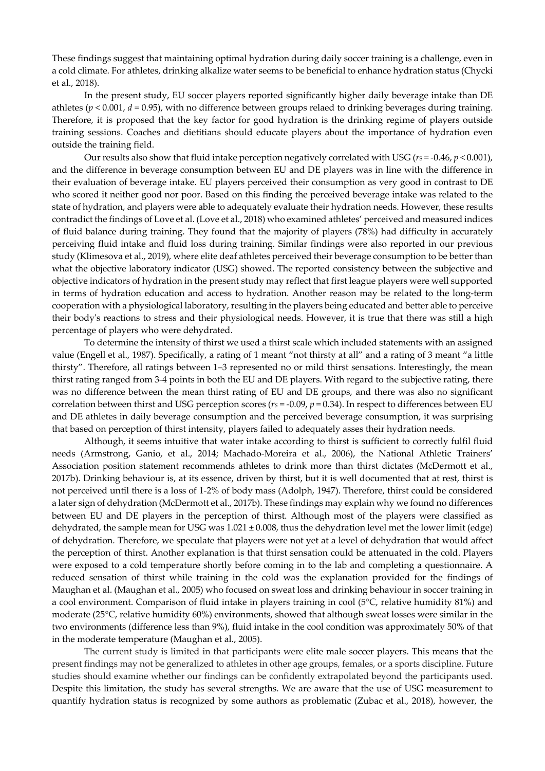These findings suggest that maintaining optimal hydration during daily soccer training is a challenge, even in a cold climate. For athletes, drinking alkalize water seems to be beneficial to enhance hydration status (Chycki et al., 2018).

In the present study, EU soccer players reported significantly higher daily beverage intake than DE athletes ($p < 0.001$, $d = 0.95$), with no difference between groups relaed to drinking beverages during training. Therefore, it is proposed that the key factor for good hydration is the drinking regime of players outside training sessions. Coaches and dietitians should educate players about the importance of hydration even outside the training field.

Our results also show that fluid intake perception negatively correlated with USG ($r_S = -0.46$, $p < 0.001$), and the difference in beverage consumption between EU and DE players was in line with the difference in their evaluation of beverage intake. EU players perceived their consumption as very good in contrast to DE who scored it neither good nor poor. Based on this finding the perceived beverage intake was related to the state of hydration, and players were able to adequately evaluate their hydration needs. However, these results contradict the findings of Love et al. (Love et al., 2018) who examined athletes' perceived and measured indices of fluid balance during training. They found that the majority of players (78%) had difficulty in accurately perceiving fluid intake and fluid loss during training. Similar findings were also reported in our previous study (Klimesova et al., 2019), where elite deaf athletes perceived their beverage consumption to be better than what the objective laboratory indicator (USG) showed. The reported consistency between the subjective and objective indicators of hydration in the present study may reflect that first league players were well supported in terms of hydration education and access to hydration. Another reason may be related to the long-term cooperation with a physiological laboratory, resulting in the players being educated and better able to perceive their body's reactions to stress and their physiological needs. However, it is true that there was still a high percentage of players who were dehydrated.

To determine the intensity of thirst we used a thirst scale which included statements with an assigned value (Engell et al., 1987). Specifically, a rating of 1 meant "not thirsty at all" and a rating of 3 meant "a little thirsty". Therefore, all ratings between 1–3 represented no or mild thirst sensations. Interestingly, the mean thirst rating ranged from 3-4 points in both the EU and DE players. With regard to the subjective rating, there was no difference between the mean thirst rating of EU and DE groups, and there was also no significant correlation between thirst and USG perception scores ($r_S = -0.09$, $p = 0.34$). In respect to differences between EU and DE athletes in daily beverage consumption and the perceived beverage consumption, it was surprising that based on perception of thirst intensity, players failed to adequately asses their hydration needs.

Although, it seems intuitive that water intake according to thirst is sufficient to correctly fulfil fluid needs (Armstrong, Ganio, et al., 2014; Machado-Moreira et al., 2006), the National Athletic Trainers' Association position statement recommends athletes to drink more than thirst dictates (McDermott et al., 2017b). Drinking behaviour is, at its essence, driven by thirst, but it is well documented that at rest, thirst is not perceived until there is a loss of 1-2% of body mass (Adolph, 1947). Therefore, thirst could be considered a later sign of dehydration (McDermott et al., 2017b). These findings may explain why we found no differences between EU and DE players in the perception of thirst. Although most of the players were classified as dehydrated, the sample mean for USG was $1.021 \pm 0.008$, thus the dehydration level met the lower limit (edge) of dehydration. Therefore, we speculate that players were not yet at a level of dehydration that would affect the perception of thirst. Another explanation is that thirst sensation could be attenuated in the cold. Players were exposed to a cold temperature shortly before coming in to the lab and completing a questionnaire. A reduced sensation of thirst while training in the cold was the explanation provided for the findings of Maughan et al. (Maughan et al., 2005) who focused on sweat loss and drinking behaviour in soccer training in a cool environment. Comparison of fluid intake in players training in cool (5°C, relative humidity 81%) and moderate (25°C, relative humidity 60%) environments, showed that although sweat losses were similar in the two environments (difference less than 9%), fluid intake in the cool condition was approximately 50% of that in the moderate temperature (Maughan et al., 2005).

The current study is limited in that participants were elite male soccer players. This means that the present findings may not be generalized to athletes in other age groups, females, or a sports discipline. Future studies should examine whether our findings can be confidently extrapolated beyond the participants used. Despite this limitation, the study has several strengths. We are aware that the use of USG measurement to quantify hydration status is recognized by some authors as problematic (Zubac et al., 2018), however, the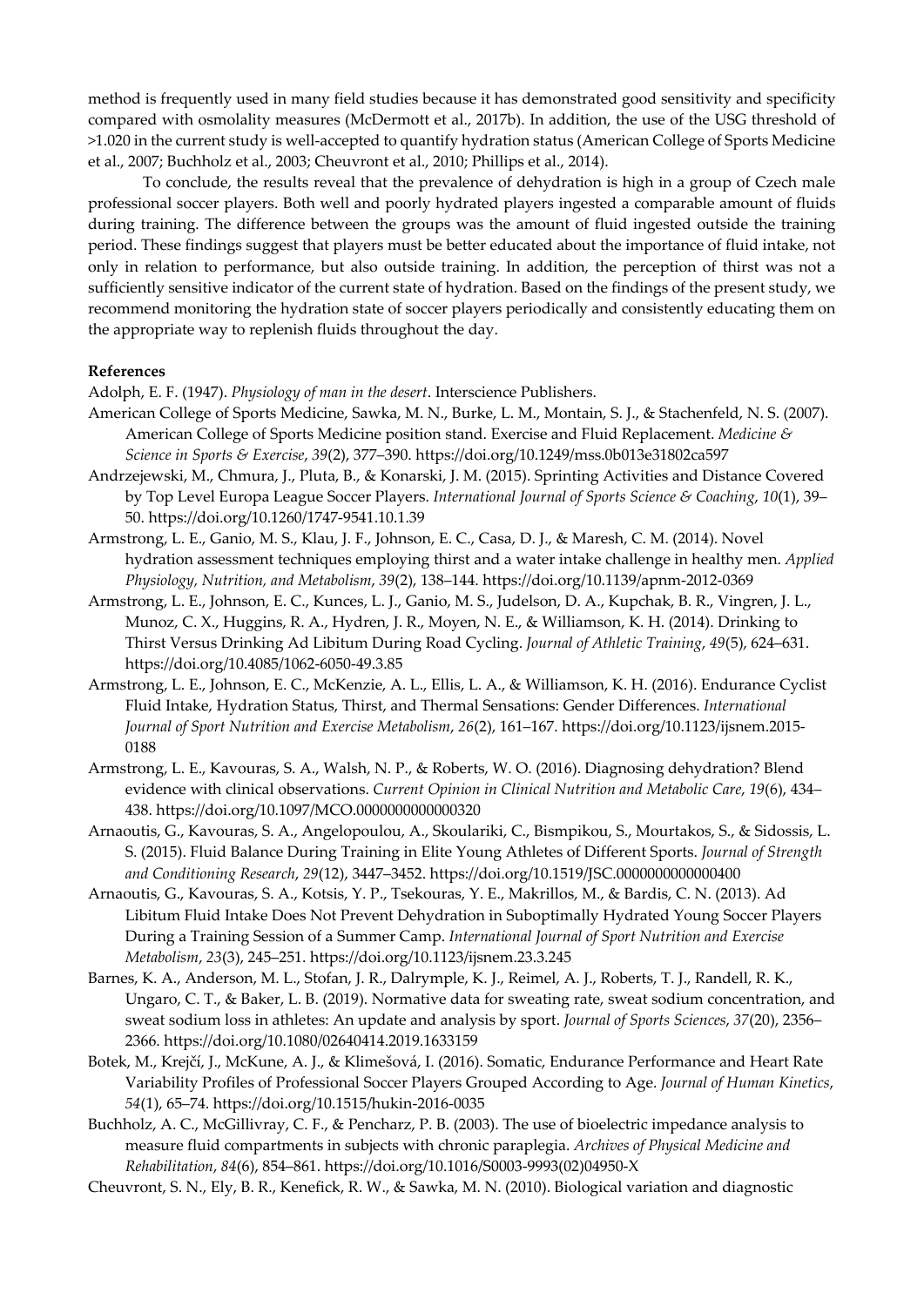method is frequently used in many field studies because it has demonstrated good sensitivity and specificity compared with osmolality measures (McDermott et al., 2017b). In addition, the use of the USG threshold of >1.020 in the current study is well-accepted to quantify hydration status (American College of Sports Medicine et al., 2007; Buchholz et al., 2003; Cheuvront et al., 2010; Phillips et al., 2014).

To conclude, the results reveal that the prevalence of dehydration is high in a group of Czech male professional soccer players. Both well and poorly hydrated players ingested a comparable amount of fluids during training. The difference between the groups was the amount of fluid ingested outside the training period. These findings suggest that players must be better educated about the importance of fluid intake, not only in relation to performance, but also outside training. In addition, the perception of thirst was not a sufficiently sensitive indicator of the current state of hydration. Based on the findings of the present study, we recommend monitoring the hydration state of soccer players periodically and consistently educating them on the appropriate way to replenish fluids throughout the day.

**References**

Adolph, E. F. (1947). *Physiology of man in the desert*. Interscience Publishers.

American College of Sports Medicine, Sawka, M. N., Burke, L. M., Montain, S. J., & Stachenfeld, N. S. (2007). American College of Sports Medicine position stand. Exercise and Fluid Replacement. *Medicine & Science in Sports & Exercise*, *39*(2), 377–390. https://doi.org/10.1249/mss.0b013e31802ca597

Andrzejewski, M., Chmura, J., Pluta, B., & Konarski, J. M. (2015). Sprinting Activities and Distance Covered by Top Level Europa League Soccer Players. *International Journal of Sports Science & Coaching*, *10*(1), 39–50. https://doi.org/10.1260/1747-9541.10.1.39

Armstrong, L. E., Ganio, M. S., Klau, J. F., Johnson, E. C., Casa, D. J., & Maresh, C. M. (2014). Novel hydration assessment techniques employing thirst and a water intake challenge in healthy men. *Applied Physiology, Nutrition, and Metabolism*, *39*(2), 138–144. https://doi.org/10.1139/apnm-2012-0369

Armstrong, L. E., Johnson, E. C., Kunces, L. J., Ganio, M. S., Judelson, D. A., Kupchak, B. R., Vingren, J. L., Munoz, C. X., Huggins, R. A., Hydren, J. R., Moyen, N. E., & Williamson, K. H. (2014). Drinking to Thirst Versus Drinking Ad Libitum During Road Cycling. *Journal of Athletic Training*, *49*(5), 624–631. https://doi.org/10.4085/1062-6050-49.3.85

Armstrong, L. E., Johnson, E. C., McKenzie, A. L., Ellis, L. A., & Williamson, K. H. (2016). Endurance Cyclist Fluid Intake, Hydration Status, Thirst, and Thermal Sensations: Gender Differences. *International Journal of Sport Nutrition and Exercise Metabolism*, *26*(2), 161–167. https://doi.org/10.1123/ijsnem.2015-0188

Armstrong, L. E., Kavouras, S. A., Walsh, N. P., & Roberts, W. O. (2016). Diagnosing dehydration? Blend evidence with clinical observations. *Current Opinion in Clinical Nutrition and Metabolic Care*, *19*(6), 434–438. https://doi.org/10.1097/MCO.0000000000000320

Arnaoutis, G., Kavouras, S. A., Angelopoulou, A., Skoulariki, C., Bismpikou, S., Mourtakos, S., & Sidossis, L. S. (2015). Fluid Balance During Training in Elite Young Athletes of Different Sports. *Journal of Strength and Conditioning Research*, *29*(12), 3447–3452. https://doi.org/10.1519/JSC.0000000000000400

Arnaoutis, G., Kavouras, S. A., Kotsis, Y. P., Tsekouras, Y. E., Makrillos, M., & Bardis, C. N. (2013). Ad Libitum Fluid Intake Does Not Prevent Dehydration in Suboptimally Hydrated Young Soccer Players During a Training Session of a Summer Camp. *International Journal of Sport Nutrition and Exercise Metabolism*, *23*(3), 245–251. https://doi.org/10.1123/ijsnem.23.3.245

Barnes, K. A., Anderson, M. L., Stofan, J. R., Dalrymple, K. J., Reimel, A. J., Roberts, T. J., Randell, R. K., Ungaro, C. T., & Baker, L. B. (2019). Normative data for sweating rate, sweat sodium concentration, and sweat sodium loss in athletes: An update and analysis by sport. *Journal of Sports Sciences*, *37*(20), 2356–2366. https://doi.org/10.1080/02640414.2019.1633159

Botek, M., Krejčí, J., McKune, A. J., & Klimešová, I. (2016). Somatic, Endurance Performance and Heart Rate Variability Profiles of Professional Soccer Players Grouped According to Age. *Journal of Human Kinetics*, *54*(1), 65–74. https://doi.org/10.1515/hukin-2016-0035

Buchholz, A. C., McGillivray, C. F., & Pencharz, P. B. (2003). The use of bioelectric impedance analysis to measure fluid compartments in subjects with chronic paraplegia. *Archives of Physical Medicine and Rehabilitation*, *84*(6), 854–861. https://doi.org/10.1016/S0003-9993(02)04950-X

Cheuvront, S. N., Ely, B. R., Kenefick, R. W., & Sawka, M. N. (2010). Biological variation and diagnostic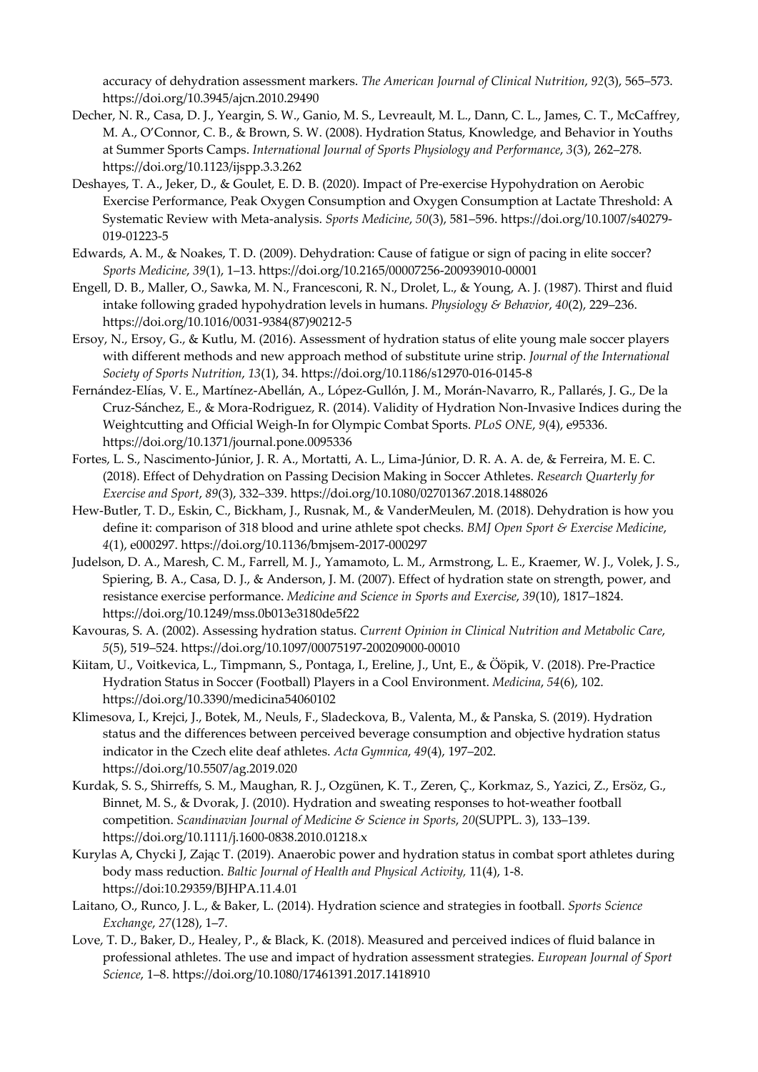accuracy of dehydration assessment markers. *The American Journal of Clinical Nutrition*, *92*(3), 565–573. https://doi.org/10.3945/ajcn.2010.29490

Decher, N. R., Casa, D. J., Yeargin, S. W., Ganio, M. S., Levreault, M. L., Dann, C. L., James, C. T., McCaffrey, M. A., O'Connor, C. B., & Brown, S. W. (2008). Hydration Status, Knowledge, and Behavior in Youths at Summer Sports Camps. *International Journal of Sports Physiology and Performance*, *3*(3), 262–278. https://doi.org/10.1123/ijspp.3.3.262

Deshayes, T. A., Jeker, D., & Goulet, E. D. B. (2020). Impact of Pre-exercise Hypohydration on Aerobic Exercise Performance, Peak Oxygen Consumption and Oxygen Consumption at Lactate Threshold: A Systematic Review with Meta-analysis. *Sports Medicine*, *50*(3), 581–596. https://doi.org/10.1007/s40279-019-01223-5

Edwards, A. M., & Noakes, T. D. (2009). Dehydration: Cause of fatigue or sign of pacing in elite soccer? *Sports Medicine*, *39*(1), 1–13. https://doi.org/10.2165/00007256-200939010-00001

Engell, D. B., Maller, O., Sawka, M. N., Francesconi, R. N., Drolet, L., & Young, A. J. (1987). Thirst and fluid intake following graded hypohydration levels in humans. *Physiology & Behavior*, *40*(2), 229–236. https://doi.org/10.1016/0031-9384(87)90212-5

Ersoy, N., Ersoy, G., & Kutlu, M. (2016). Assessment of hydration status of elite young male soccer players with different methods and new approach method of substitute urine strip. *Journal of the International Society of Sports Nutrition*, *13*(1), 34. https://doi.org/10.1186/s12970-016-0145-8

Fernández-Elías, V. E., Martínez-Abellán, A., López-Gullón, J. M., Morán-Navarro, R., Pallarés, J. G., De la Cruz-Sánchez, E., & Mora-Rodriguez, R. (2014). Validity of Hydration Non-Invasive Indices during the Weightcutting and Official Weigh-In for Olympic Combat Sports. *PLoS ONE*, *9*(4), e95336. https://doi.org/10.1371/journal.pone.0095336

Fortes, L. S., Nascimento-Júnior, J. R. A., Mortatti, A. L., Lima-Júnior, D. R. A. A. de, & Ferreira, M. E. C. (2018). Effect of Dehydration on Passing Decision Making in Soccer Athletes. *Research Quarterly for Exercise and Sport*, *89*(3), 332–339. https://doi.org/10.1080/02701367.2018.1488026

Hew-Butler, T. D., Eskin, C., Bickham, J., Rusnak, M., & VanderMeulen, M. (2018). Dehydration is how you define it: comparison of 318 blood and urine athlete spot checks. *BMJ Open Sport & Exercise Medicine*, *4*(1), e000297. https://doi.org/10.1136/bmjsem-2017-000297

Judelson, D. A., Maresh, C. M., Farrell, M. J., Yamamoto, L. M., Armstrong, L. E., Kraemer, W. J., Volek, J. S., Spiering, B. A., Casa, D. J., & Anderson, J. M. (2007). Effect of hydration state on strength, power, and resistance exercise performance. *Medicine and Science in Sports and Exercise*, *39*(10), 1817–1824. https://doi.org/10.1249/mss.0b013e3180de5f22

Kavouras, S. A. (2002). Assessing hydration status. *Current Opinion in Clinical Nutrition and Metabolic Care*, *5*(5), 519–524. https://doi.org/10.1097/00075197-200209000-00010

Kiitam, U., Voitkevica, L., Timpmann, S., Pontaga, I., Ereline, J., Unt, E., & Ööpik, V. (2018). Pre-Practice Hydration Status in Soccer (Football) Players in a Cool Environment. *Medicina*, *54*(6), 102. https://doi.org/10.3390/medicina54060102

Klimesova, I., Krejci, J., Botek, M., Neuls, F., Sladeckova, B., Valenta, M., & Panska, S. (2019). Hydration status and the differences between perceived beverage consumption and objective hydration status indicator in the Czech elite deaf athletes. *Acta Gymnica*, *49*(4), 197–202. https://doi.org/10.5507/ag.2019.020

Kurdak, S. S., Shirreffs, S. M., Maughan, R. J., Ozgünen, K. T., Zeren, Ç., Korkmaz, S., Yazici, Z., Ersöz, G., Binnet, M. S., & Dvorak, J. (2010). Hydration and sweating responses to hot-weather football competition. *Scandinavian Journal of Medicine & Science in Sports*, *20*(SUPPL. 3), 133–139. https://doi.org/10.1111/j.1600-0838.2010.01218.x

Kurylas A, Chycki J, Zając T. (2019). Anaerobic power and hydration status in combat sport athletes during body mass reduction. *Baltic Journal of Health and Physical Activity,* 11(4), 1-8. https://doi:10.29359/BJHPA.11.4.01

Laitano, O., Runco, J. L., & Baker, L. (2014). Hydration science and strategies in football. *Sports Science Exchange*, *27*(128), 1–7.

Love, T. D., Baker, D., Healey, P., & Black, K. (2018). Measured and perceived indices of fluid balance in professional athletes. The use and impact of hydration assessment strategies. *European Journal of Sport Science*, 1–8. https://doi.org/10.1080/17461391.2017.1418910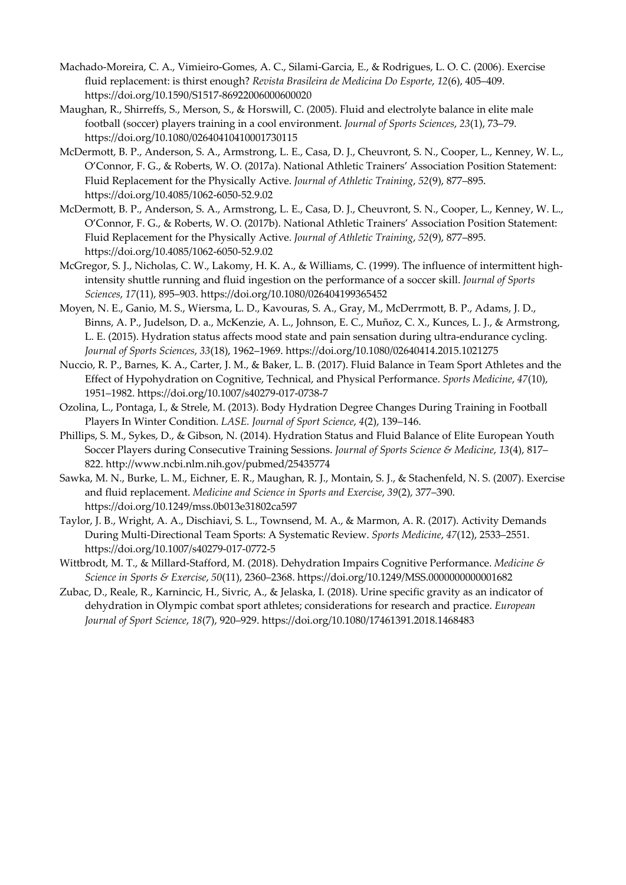Machado-Moreira, C. A., Vimieiro-Gomes, A. C., Silami-Garcia, E., & Rodrigues, L. O. C. (2006). Exercise fluid replacement: is thirst enough? *Revista Brasileira de Medicina Do Esporte*, *12*(6), 405–409. https://doi.org/10.1590/S1517-86922006000600020

Maughan, R., Shirreffs, S., Merson, S., & Horswill, C. (2005). Fluid and electrolyte balance in elite male football (soccer) players training in a cool environment. *Journal of Sports Sciences*, *23*(1), 73–79. https://doi.org/10.1080/02640410410001730115

McDermott, B. P., Anderson, S. A., Armstrong, L. E., Casa, D. J., Cheuvront, S. N., Cooper, L., Kenney, W. L., O'Connor, F. G., & Roberts, W. O. (2017a). National Athletic Trainers' Association Position Statement: Fluid Replacement for the Physically Active. *Journal of Athletic Training*, *52*(9), 877–895. https://doi.org/10.4085/1062-6050-52.9.02

McDermott, B. P., Anderson, S. A., Armstrong, L. E., Casa, D. J., Cheuvront, S. N., Cooper, L., Kenney, W. L., O'Connor, F. G., & Roberts, W. O. (2017b). National Athletic Trainers' Association Position Statement: Fluid Replacement for the Physically Active. *Journal of Athletic Training*, *52*(9), 877–895. https://doi.org/10.4085/1062-6050-52.9.02

McGregor, S. J., Nicholas, C. W., Lakomy, H. K. A., & Williams, C. (1999). The influence of intermittent high-intensity shuttle running and fluid ingestion on the performance of a soccer skill. *Journal of Sports Sciences*, *17*(11), 895–903. https://doi.org/10.1080/026404199365452

Moyen, N. E., Ganio, M. S., Wiersma, L. D., Kavouras, S. A., Gray, M., McDerrmott, B. P., Adams, J. D., Binns, A. P., Judelson, D. a., McKenzie, A. L., Johnson, E. C., Muñoz, C. X., Kunces, L. J., & Armstrong, L. E. (2015). Hydration status affects mood state and pain sensation during ultra-endurance cycling. *Journal of Sports Sciences*, *33*(18), 1962–1969. https://doi.org/10.1080/02640414.2015.1021275

Nuccio, R. P., Barnes, K. A., Carter, J. M., & Baker, L. B. (2017). Fluid Balance in Team Sport Athletes and the Effect of Hypohydration on Cognitive, Technical, and Physical Performance. *Sports Medicine*, *47*(10), 1951–1982. https://doi.org/10.1007/s40279-017-0738-7

Ozolina, L., Pontaga, I., & Strele, M. (2013). Body Hydration Degree Changes During Training in Football Players In Winter Condition. *LASE. Journal of Sport Science*, *4*(2), 139–146.

Phillips, S. M., Sykes, D., & Gibson, N. (2014). Hydration Status and Fluid Balance of Elite European Youth Soccer Players during Consecutive Training Sessions. *Journal of Sports Science & Medicine*, *13*(4), 817–822. http://www.ncbi.nlm.nih.gov/pubmed/25435774

Sawka, M. N., Burke, L. M., Eichner, E. R., Maughan, R. J., Montain, S. J., & Stachenfeld, N. S. (2007). Exercise and fluid replacement. *Medicine and Science in Sports and Exercise*, *39*(2), 377–390. https://doi.org/10.1249/mss.0b013e31802ca597

Taylor, J. B., Wright, A. A., Dischiavi, S. L., Townsend, M. A., & Marmon, A. R. (2017). Activity Demands During Multi-Directional Team Sports: A Systematic Review. *Sports Medicine*, *47*(12), 2533–2551. https://doi.org/10.1007/s40279-017-0772-5

Wittbrodt, M. T., & Millard-Stafford, M. (2018). Dehydration Impairs Cognitive Performance. *Medicine & Science in Sports & Exercise*, *50*(11), 2360–2368. https://doi.org/10.1249/MSS.0000000000001682

Zubac, D., Reale, R., Karnincic, H., Sivric, A., & Jelaska, I. (2018). Urine specific gravity as an indicator of dehydration in Olympic combat sport athletes; considerations for research and practice. *European Journal of Sport Science*, *18*(7), 920–929. https://doi.org/10.1080/17461391.2018.1468483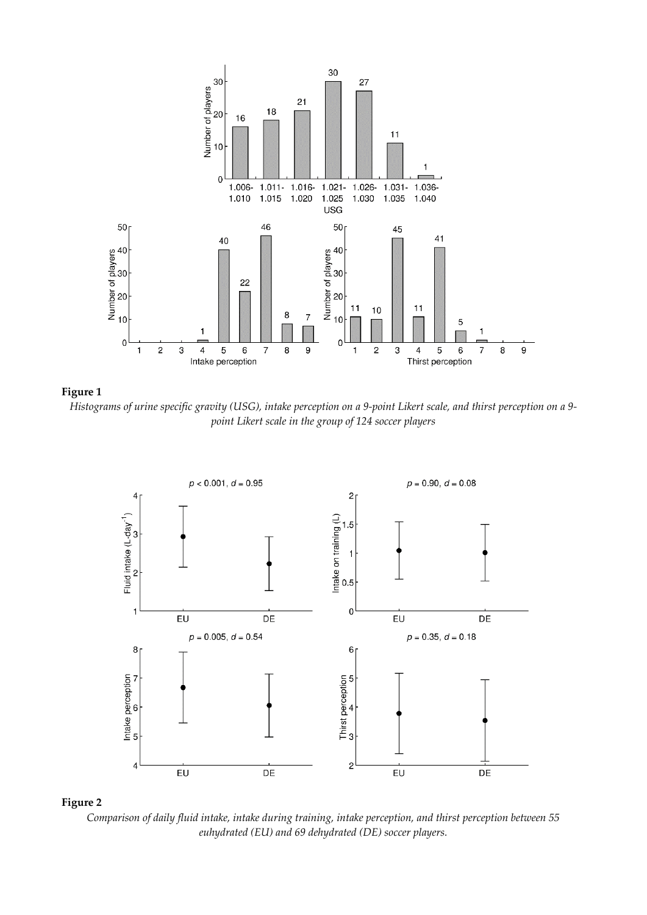**Figure 1**

*Histograms of urine specific gravity (USG), intake perception on a 9-point Likert scale, and thirst perception on a 9-point Likert scale in the group of 124 soccer players*

**Figure 2**

*Comparison of daily fluid intake, intake during training, intake perception, and thirst perception between 55 euhydrated (EU) and 69 dehydrated (DE) soccer players.*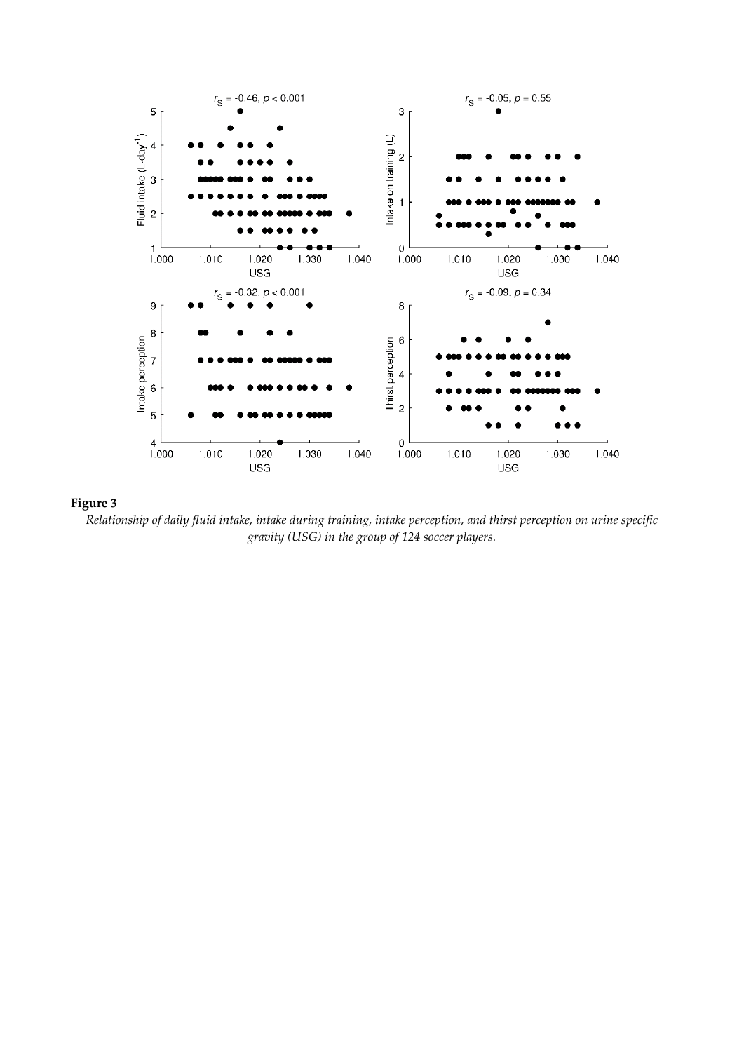$r_S$ = -0.46, $p$ < 0.001

Fluid intake (L·day$^{-1}$)

5
4
3
2
1

1.000 1.010 1.020 1.030 1.040

USG

$r_S$ = -0.05, $p$ = 0.55

Intake on training (L)

3
2
1
0

1.000 1.010 1.020 1.030 1.040

USG

$r_S$ = -0.32, $p$ < 0.001

Intake perception

9
8
7
6
5
4

1.000 1.010 1.020 1.030 1.040

USG

$r_S$ = -0.09, $p$ = 0.34

Thirst perception

8
6
4
2
0

1.000 1.010 1.020 1.030 1.040

USG

**Figure 3**

*Relationship of daily fluid intake, intake during training, intake perception, and thirst perception on urine specific gravity (USG) in the group of 124 soccer players.*